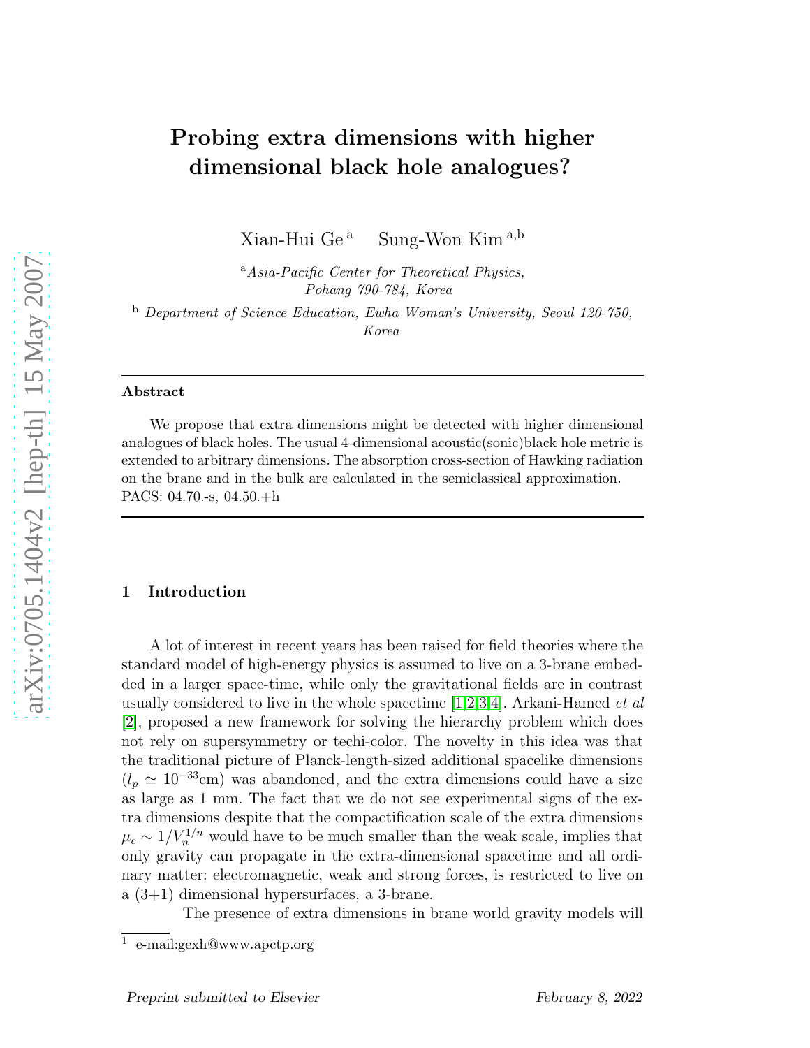# Probing extra dimensions with higher dimensional black hole analogues?

Xian-Hui Ge [a] Sung-Won Kim [a,b]

[a] *Asia-Pacific Center for Theoretical Physics, Pohang 790-784, Korea*

[b] *Department of Science Education, Ewha Woman's University, Seoul 120-750, Korea*

---

**Abstract**

We propose that extra dimensions might be detected with higher dimensional analogues of black holes. The usual 4-dimensional acoustic(sonic)black hole metric is extended to arbitrary dimensions. The absorption cross-section of Hawking radiation on the brane and in the bulk are calculated in the semiclassical approximation.
PACS: 04.70.-s, 04.50.+h

---

## 1 Introduction

A lot of interest in recent years has been raised for field theories where the standard model of high-energy physics is assumed to live on a 3-brane embedded in a larger space-time, while only the gravitational fields are in contrast usually considered to live in the whole spacetime [1][2][3][4]. Arkani-Hamed *et al* [2], proposed a new framework for solving the hierarchy problem which does not rely on supersymmetry or techi-color. The novelty in this idea was that the traditional picture of Planck-length-sized additional spacelike dimensions ($l_p \simeq 10^{-33}$cm) was abandoned, and the extra dimensions could have a size as large as 1 mm. The fact that we do not see experimental signs of the extra dimensions despite that the compactification scale of the extra dimensions $\mu_c \sim 1/V_n^{1/n}$ would have to be much smaller than the weak scale, implies that only gravity can propagate in the extra-dimensional spacetime and all ordinary matter: electromagnetic, weak and strong forces, is restricted to live on a (3+1) dimensional hypersurfaces, a 3-brane.

The presence of extra dimensions in brane world gravity models will

[1] e-mail:gexh@www.apctp.org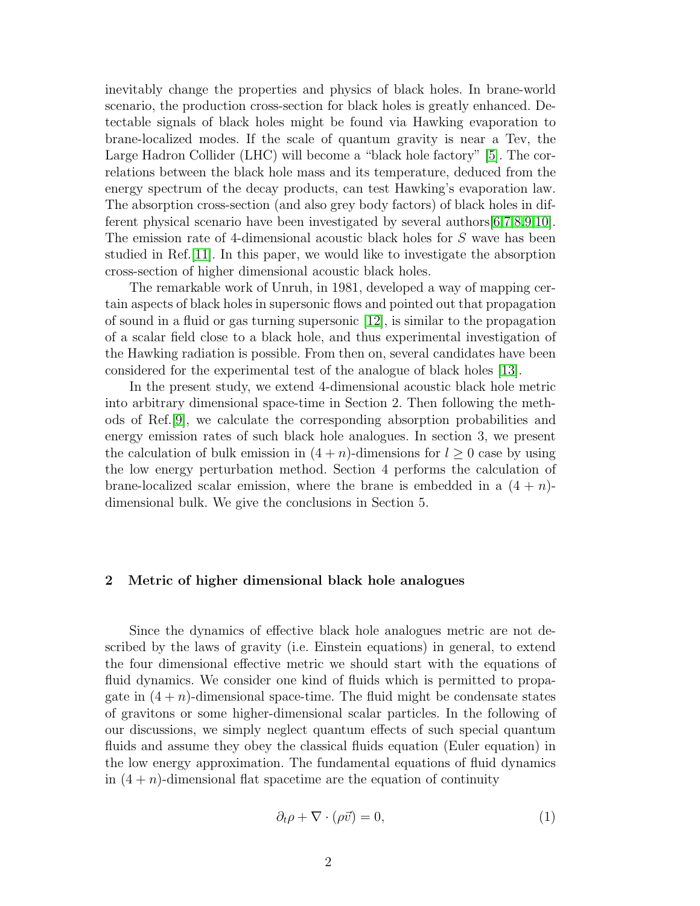inevitably change the properties and physics of black holes. In brane-world scenario, the production cross-section for black holes is greatly enhanced. Detectable signals of black holes might be found via Hawking evaporation to brane-localized modes. If the scale of quantum gravity is near a Tev, the Large Hadron Collider (LHC) will become a "black hole factory" [5]. The correlations between the black hole mass and its temperature, deduced from the energy spectrum of the decay products, can test Hawking's evaporation law. The absorption cross-section (and also grey body factors) of black holes in different physical scenario have been investigated by several authors[6,7,8,9,10]. The emission rate of 4-dimensional acoustic black holes for $S$ wave has been studied in Ref.[11]. In this paper, we would like to investigate the absorption cross-section of higher dimensional acoustic black holes.

The remarkable work of Unruh, in 1981, developed a way of mapping certain aspects of black holes in supersonic flows and pointed out that propagation of sound in a fluid or gas turning supersonic [12], is similar to the propagation of a scalar field close to a black hole, and thus experimental investigation of the Hawking radiation is possible. From then on, several candidates have been considered for the experimental test of the analogue of black holes [13].

In the present study, we extend 4-dimensional acoustic black hole metric into arbitrary dimensional space-time in Section 2. Then following the methods of Ref.[9], we calculate the corresponding absorption probabilities and energy emission rates of such black hole analogues. In section 3, we present the calculation of bulk emission in $(4+n)$-dimensions for $l \geq 0$ case by using the low energy perturbation method. Section 4 performs the calculation of brane-localized scalar emission, where the brane is embedded in a $(4+n)$-dimensional bulk. We give the conclusions in Section 5.

## 2 Metric of higher dimensional black hole analogues

Since the dynamics of effective black hole analogues metric are not described by the laws of gravity (i.e. Einstein equations) in general, to extend the four dimensional effective metric we should start with the equations of fluid dynamics. We consider one kind of fluids which is permitted to propagate in $(4+n)$-dimensional space-time. The fluid might be condensate states of gravitons or some higher-dimensional scalar particles. In the following of our discussions, we simply neglect quantum effects of such special quantum fluids and assume they obey the classical fluids equation (Euler equation) in the low energy approximation. The fundamental equations of fluid dynamics in $(4+n)$-dimensional flat spacetime are the equation of continuity

$$\partial_t \rho + \nabla \cdot (\rho \vec{v}) = 0, \tag{1}$$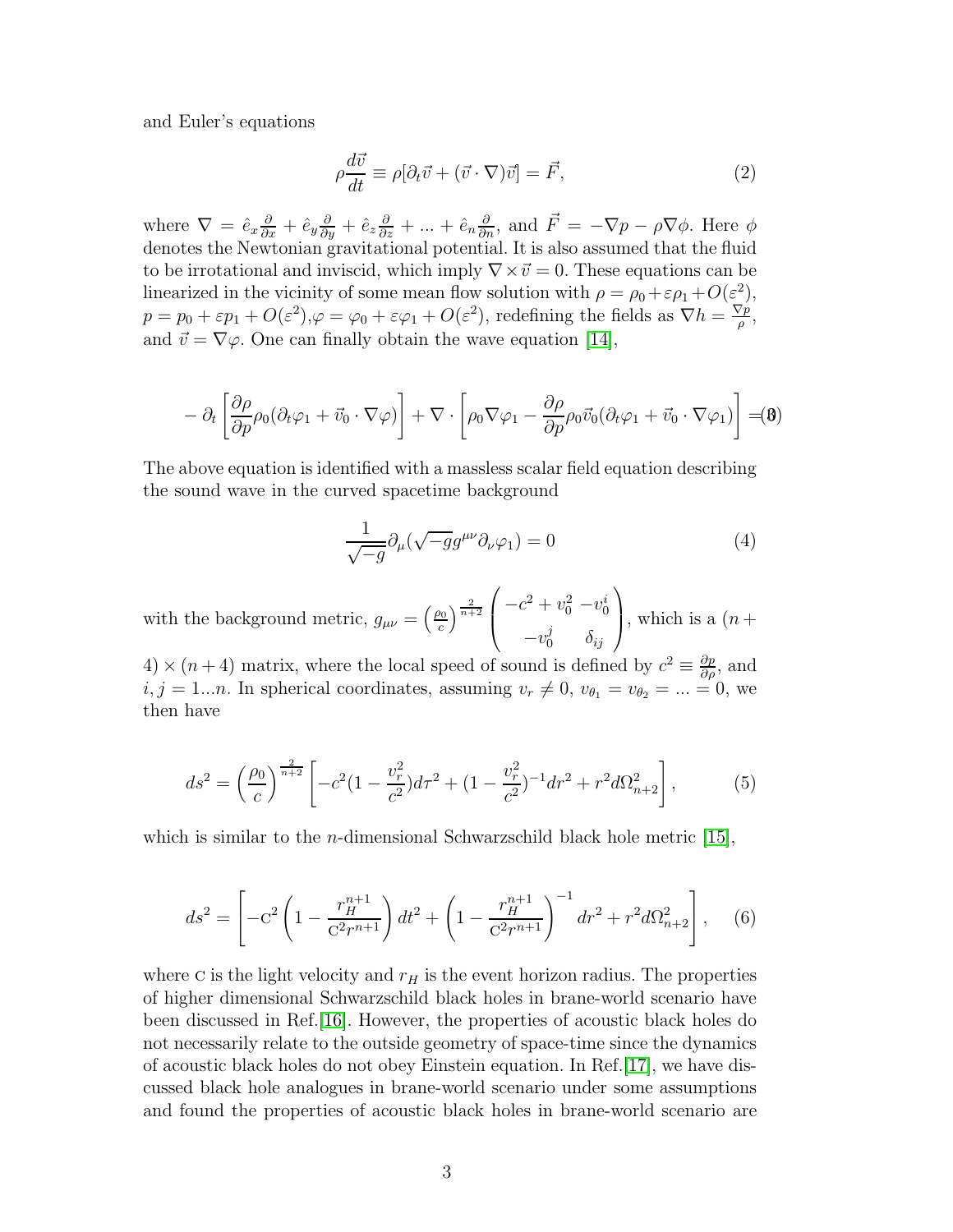and Euler's equations

$$
\rho\frac{d\vec{v}}{dt} \equiv \rho[\partial_t \vec{v} + (\vec{v}\cdot\nabla)\vec{v}] = \vec{F}, \tag{2}
$$

where $\nabla = \hat{e}_x\frac{\partial}{\partial x} + \hat{e}_y\frac{\partial}{\partial y} + \hat{e}_z\frac{\partial}{\partial z} + ... + \hat{e}_n\frac{\partial}{\partial n}$, and $\vec{F} = -\nabla p - \rho\nabla\phi$. Here $\phi$ denotes the Newtonian gravitational potential. It is also assumed that the fluid to be irrotational and inviscid, which imply $\nabla\times\vec{v} = 0$. These equations can be linearized in the vicinity of some mean flow solution with $\rho = \rho_0 + \varepsilon\rho_1 + O(\varepsilon^2)$, $p = p_0 + \varepsilon p_1 + O(\varepsilon^2)$, $\varphi = \varphi_0 + \varepsilon\varphi_1 + O(\varepsilon^2)$, redefining the fields as $\nabla h = \frac{\nabla p}{\rho}$, and $\vec{v} = \nabla\varphi$. One can finally obtain the wave equation [14],

$$
-\partial_t\left[\frac{\partial\rho}{\partial p}\rho_0(\partial_t\varphi_1 + \vec{v}_0\cdot\nabla\varphi)\right] + \nabla\cdot\left[\rho_0\nabla\varphi_1 - \frac{\partial\rho}{\partial p}\rho_0\vec{v}_0(\partial_t\varphi_1 + \vec{v}_0\cdot\nabla\varphi_1)\right] = 0 \tag{3}
$$

The above equation is identified with a massless scalar field equation describing the sound wave in the curved spacetime background

$$
\frac{1}{\sqrt{-g}}\partial_\mu(\sqrt{-g}g^{\mu\nu}\partial_\nu\varphi_1) = 0 \tag{4}
$$

with the background metric, $g_{\mu\nu} = \left(\frac{\rho_0}{c}\right)^{\frac{2}{n+2}}\begin{pmatrix} -c^2 + v_0^2 & -v_0^i \\ -v_0^j & \delta_{ij}\end{pmatrix}$, which is a $(n+4)\times(n+4)$ matrix, where the local speed of sound is defined by $c^2 \equiv \frac{\partial p}{\partial\rho}$, and $i, j = 1...n$. In spherical coordinates, assuming $v_r \neq 0$, $v_{\theta_1} = v_{\theta_2} = ... = 0$, we then have

$$
ds^2 = \left(\frac{\rho_0}{c}\right)^{\frac{2}{n+2}}\left[-c^2(1-\frac{v_r^2}{c^2})d\tau^2 + (1-\frac{v_r^2}{c^2})^{-1}dr^2 + r^2 d\Omega_{n+2}^2\right], \tag{5}
$$

which is similar to the $n$-dimensional Schwarzschild black hole metric [15],

$$
ds^2 = \left[-\mathrm{c}^2\left(1-\frac{r_H^{n+1}}{\mathrm{c}^2 r^{n+1}}\right)dt^2 + \left(1-\frac{r_H^{n+1}}{\mathrm{c}^2 r^{n+1}}\right)^{-1}dr^2 + r^2 d\Omega_{n+2}^2\right], \tag{6}
$$

where c is the light velocity and $r_H$ is the event horizon radius. The properties of higher dimensional Schwarzschild black holes in brane-world scenario have been discussed in Ref.[16]. However, the properties of acoustic black holes do not necessarily relate to the outside geometry of space-time since the dynamics of acoustic black holes do not obey Einstein equation. In Ref.[17], we have discussed black hole analogues in brane-world scenario under some assumptions and found the properties of acoustic black holes in brane-world scenario are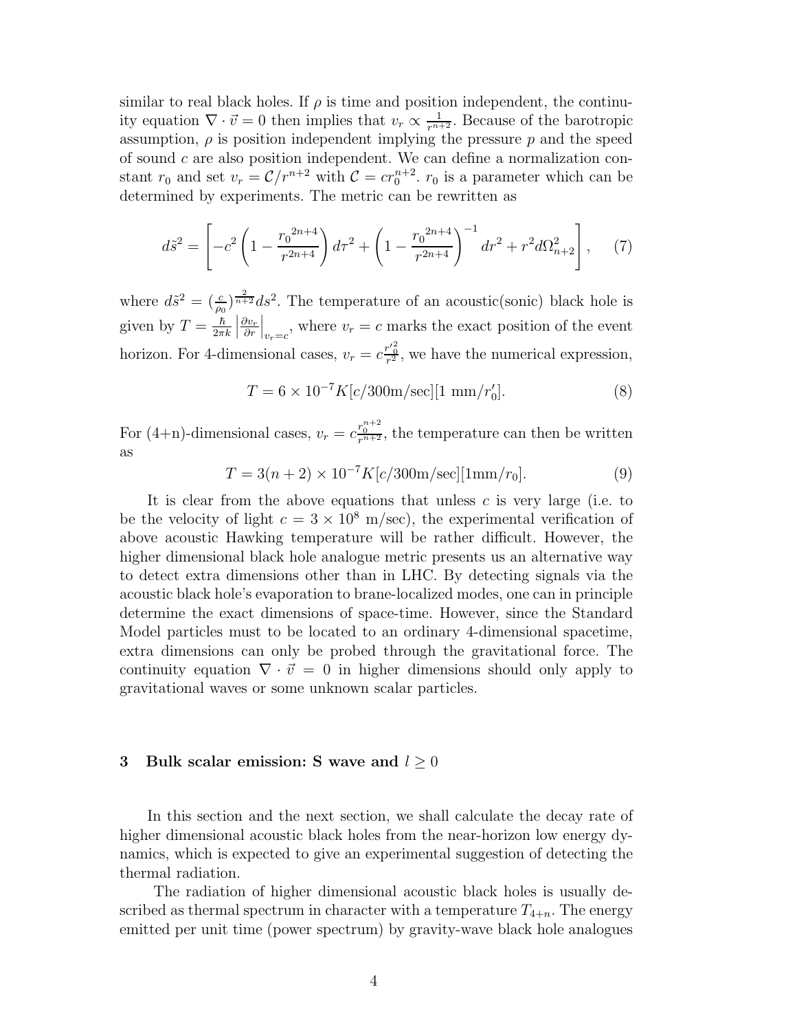similar to real black holes. If $\rho$ is time and position independent, the continuity equation $\nabla \cdot \vec{v} = 0$ then implies that $v_r \propto \frac{1}{r^{n+2}}$. Because of the barotropic assumption, $\rho$ is position independent implying the pressure $p$ and the speed of sound $c$ are also position independent. We can define a normalization constant $r_0$ and set $v_r = \mathcal{C}/r^{n+2}$ with $\mathcal{C} = cr_0^{n+2}$. $r_0$ is a parameter which can be determined by experiments. The metric can be rewritten as

$$d\tilde{s}^2 = \left[ -c^2 \left( 1 - \frac{{r_0}^{2n+4}}{r^{2n+4}} \right) d\tau^2 + \left( 1 - \frac{{r_0}^{2n+4}}{r^{2n+4}} \right)^{-1} dr^2 + r^2 d\Omega_{n+2}^2 \right], \quad (7)$$

where $d\tilde{s}^2 = (\frac{c}{\rho_0})^{\frac{2}{n+2}} ds^2$. The temperature of an acoustic(sonic) black hole is given by $T = \frac{\hbar}{2\pi k} \left| \frac{\partial v_r}{\partial r} \right|_{v_r = c}$, where $v_r = c$ marks the exact position of the event horizon. For 4-dimensional cases, $v_r = c\frac{r_0'^2}{r^2}$, we have the numerical expression,

$$T = 6 \times 10^{-7} K[c/300\text{m/sec}][1 \text{ mm}/r_0']. \quad (8)$$

For (4+n)-dimensional cases, $v_r = c\frac{r_0^{n+2}}{r^{n+2}}$, the temperature can then be written as

$$T = 3(n+2) \times 10^{-7} K[c/300\text{m/sec}][1\text{mm}/r_0]. \quad (9)$$

It is clear from the above equations that unless $c$ is very large (i.e. to be the velocity of light $c = 3 \times 10^8$ m/sec), the experimental verification of above acoustic Hawking temperature will be rather difficult. However, the higher dimensional black hole analogue metric presents us an alternative way to detect extra dimensions other than in LHC. By detecting signals via the acoustic black hole's evaporation to brane-localized modes, one can in principle determine the exact dimensions of space-time. However, since the Standard Model particles must to be located to an ordinary 4-dimensional spacetime, extra dimensions can only be probed through the gravitational force. The continuity equation $\nabla \cdot \vec{v} = 0$ in higher dimensions should only apply to gravitational waves or some unknown scalar particles.

## 3 Bulk scalar emission: S wave and $l \geq 0$

In this section and the next section, we shall calculate the decay rate of higher dimensional acoustic black holes from the near-horizon low energy dynamics, which is expected to give an experimental suggestion of detecting the thermal radiation.

The radiation of higher dimensional acoustic black holes is usually described as thermal spectrum in character with a temperature $T_{4+n}$. The energy emitted per unit time (power spectrum) by gravity-wave black hole analogues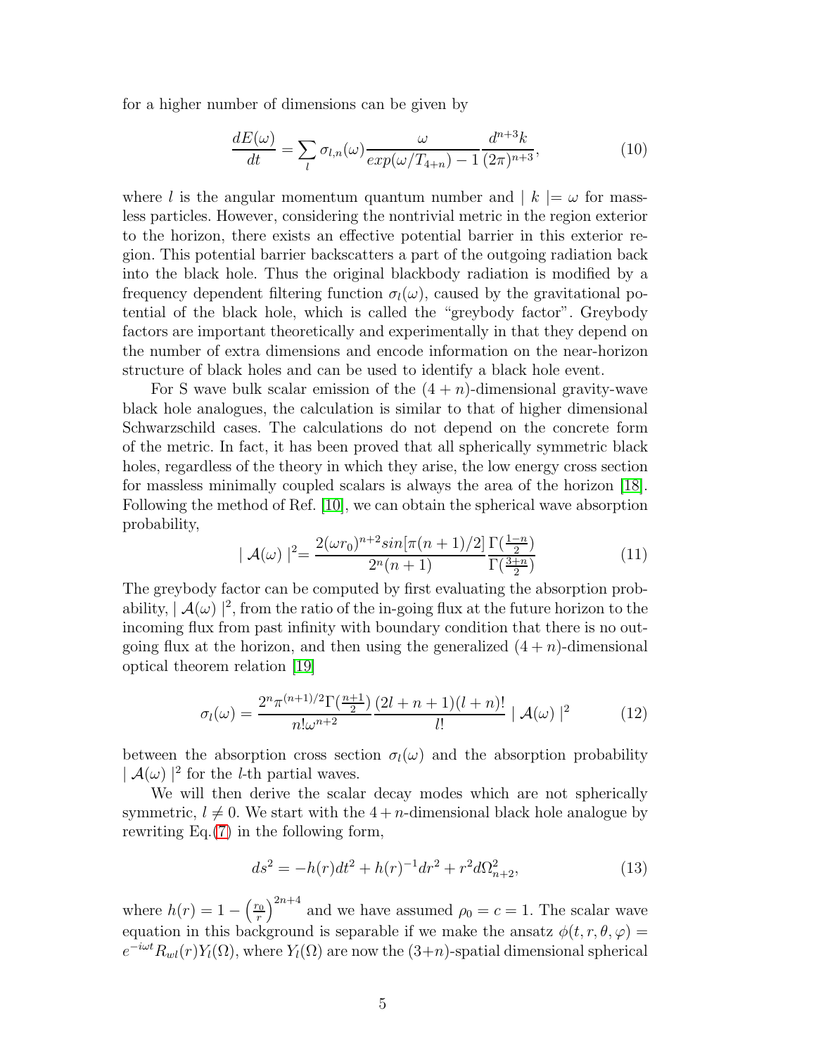for a higher number of dimensions can be given by

$$\frac{dE(\omega)}{dt} = \sum_l \sigma_{l,n}(\omega) \frac{\omega}{exp(\omega/T_{4+n}) - 1} \frac{d^{n+3}k}{(2\pi)^{n+3}}, \tag{10}$$

where $l$ is the angular momentum quantum number and $\mid k \mid = \omega$ for massless particles. However, considering the nontrivial metric in the region exterior to the horizon, there exists an effective potential barrier in this exterior region. This potential barrier backscatters a part of the outgoing radiation back into the black hole. Thus the original blackbody radiation is modified by a frequency dependent filtering function $\sigma_l(\omega)$, caused by the gravitational potential of the black hole, which is called the "greybody factor". Greybody factors are important theoretically and experimentally in that they depend on the number of extra dimensions and encode information on the near-horizon structure of black holes and can be used to identify a black hole event.

For S wave bulk scalar emission of the $(4+n)$-dimensional gravity-wave black hole analogues, the calculation is similar to that of higher dimensional Schwarzschild cases. The calculations do not depend on the concrete form of the metric. In fact, it has been proved that all spherically symmetric black holes, regardless of the theory in which they arise, the low energy cross section for massless minimally coupled scalars is always the area of the horizon [18]. Following the method of Ref. [10], we can obtain the spherical wave absorption probability,

$$\mid \mathcal{A}(\omega) \mid^2 = \frac{2(\omega r_0)^{n+2} sin[\pi(n+1)/2]}{2^n(n+1)} \frac{\Gamma(\frac{1-n}{2})}{\Gamma(\frac{3+n}{2})} \tag{11}$$

The greybody factor can be computed by first evaluating the absorption probability, $\mid \mathcal{A}(\omega) \mid^2$, from the ratio of the in-going flux at the future horizon to the incoming flux from past infinity with boundary condition that there is no outgoing flux at the horizon, and then using the generalized $(4+n)$-dimensional optical theorem relation [19]

$$\sigma_l(\omega) = \frac{2^n \pi^{(n+1)/2} \Gamma(\frac{n+1}{2})}{n! \omega^{n+2}} \frac{(2l+n+1)(l+n)!}{l!} \mid \mathcal{A}(\omega) \mid^2 \tag{12}$$

between the absorption cross section $\sigma_l(\omega)$ and the absorption probability $\mid \mathcal{A}(\omega) \mid^2$ for the $l$-th partial waves.

We will then derive the scalar decay modes which are not spherically symmetric, $l \neq 0$. We start with the $4+n$-dimensional black hole analogue by rewriting Eq.(7) in the following form,

$$ds^2 = -h(r)dt^2 + h(r)^{-1}dr^2 + r^2 d\Omega^2_{n+2}, \tag{13}$$

where $h(r) = 1 - \left(\frac{r_0}{r}\right)^{2n+4}$ and we have assumed $\rho_0 = c = 1$. The scalar wave equation in this background is separable if we make the ansatz $\phi(t, r, \theta, \varphi) = e^{-i\omega t} R_{wl}(r) Y_l(\Omega)$, where $Y_l(\Omega)$ are now the $(3+n)$-spatial dimensional spherical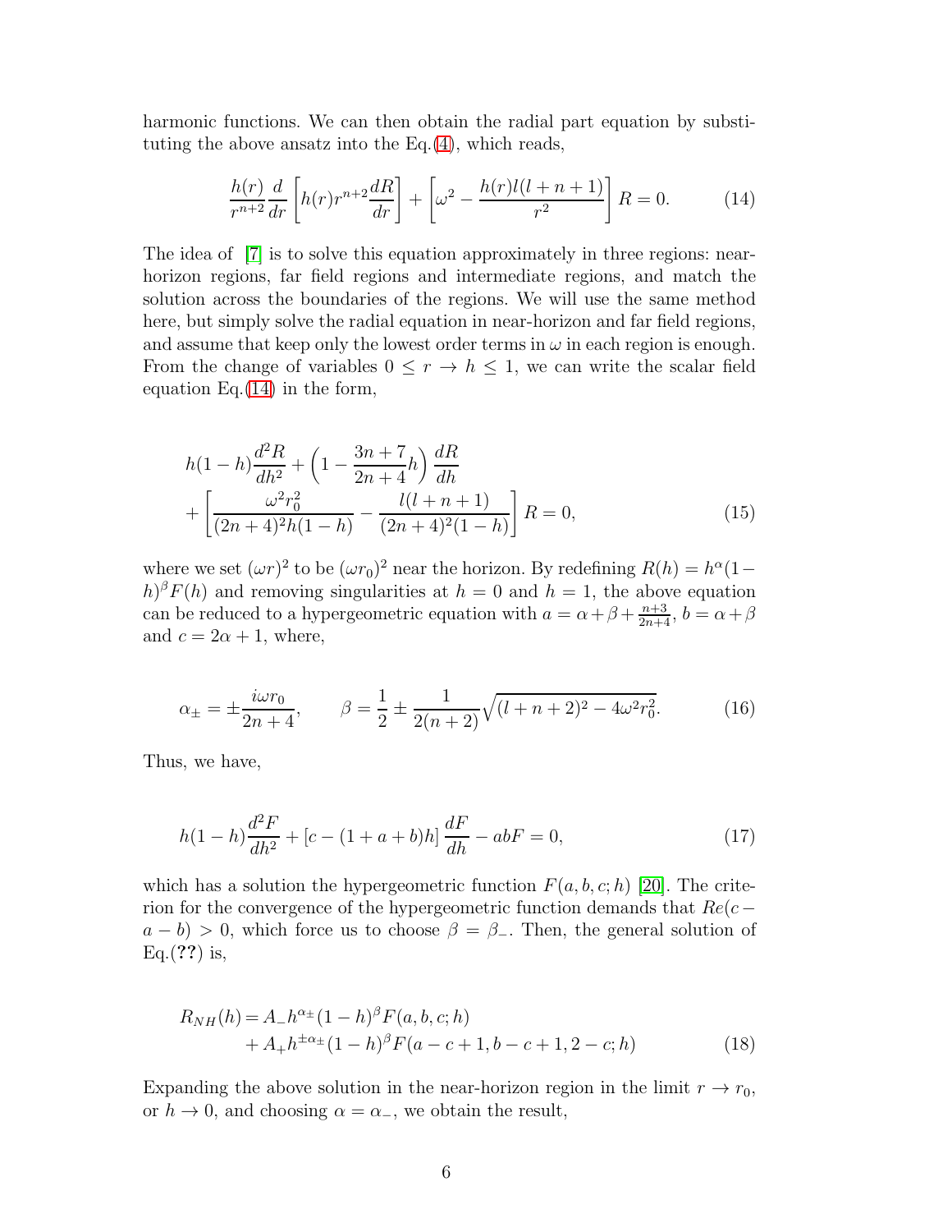harmonic functions. We can then obtain the radial part equation by substituting the above ansatz into the Eq.(4), which reads,

$$\frac{h(r)}{r^{n+2}}\frac{d}{dr}\left[h(r)r^{n+2}\frac{dR}{dr}\right]+\left[\omega^2-\frac{h(r)l(l+n+1)}{r^2}\right]R=0. \tag{14}$$

The idea of [7] is to solve this equation approximately in three regions: near-horizon regions, far field regions and intermediate regions, and match the solution across the boundaries of the regions. We will use the same method here, but simply solve the radial equation in near-horizon and far field regions, and assume that keep only the lowest order terms in $\omega$ in each region is enough. From the change of variables $0 \le r \to h \le 1$, we can write the scalar field equation Eq.(14) in the form,

$$\begin{aligned}
&h(1-h)\frac{d^2R}{dh^2}+\left(1-\frac{3n+7}{2n+4}h\right)\frac{dR}{dh}\\
&+\left[\frac{\omega^2 r_0^2}{(2n+4)^2 h(1-h)}-\frac{l(l+n+1)}{(2n+4)^2(1-h)}\right]R=0,
\end{aligned} \tag{15}$$

where we set $(\omega r)^2$ to be $(\omega r_0)^2$ near the horizon. By redefining $R(h)=h^\alpha(1-h)^\beta F(h)$ and removing singularities at $h=0$ and $h=1$, the above equation can be reduced to a hypergeometric equation with $a=\alpha+\beta+\frac{n+3}{2n+4}$, $b=\alpha+\beta$ and $c=2\alpha+1$, where,

$$\alpha_\pm=\pm\frac{i\omega r_0}{2n+4}, \qquad \beta=\frac{1}{2}\pm\frac{1}{2(n+2)}\sqrt{(l+n+2)^2-4\omega^2 r_0^2}. \tag{16}$$

Thus, we have,

$$h(1-h)\frac{d^2F}{dh^2}+\left[c-(1+a+b)h\right]\frac{dF}{dh}-abF=0, \tag{17}$$

which has a solution the hypergeometric function $F(a,b,c;h)$ [20]. The criterion for the convergence of the hypergeometric function demands that $Re(c-a-b)>0$, which force us to choose $\beta=\beta_-$. Then, the general solution of Eq.(**??**) is,

$$\begin{aligned}
R_{NH}(h) = {} & A_- h^{\alpha_\pm}(1-h)^\beta F(a,b,c;h)\\
&+A_+ h^{\pm\alpha_\pm}(1-h)^\beta F(a-c+1,b-c+1,2-c;h)
\end{aligned} \tag{18}$$

Expanding the above solution in the near-horizon region in the limit $r \to r_0$, or $h \to 0$, and choosing $\alpha=\alpha_-$, we obtain the result,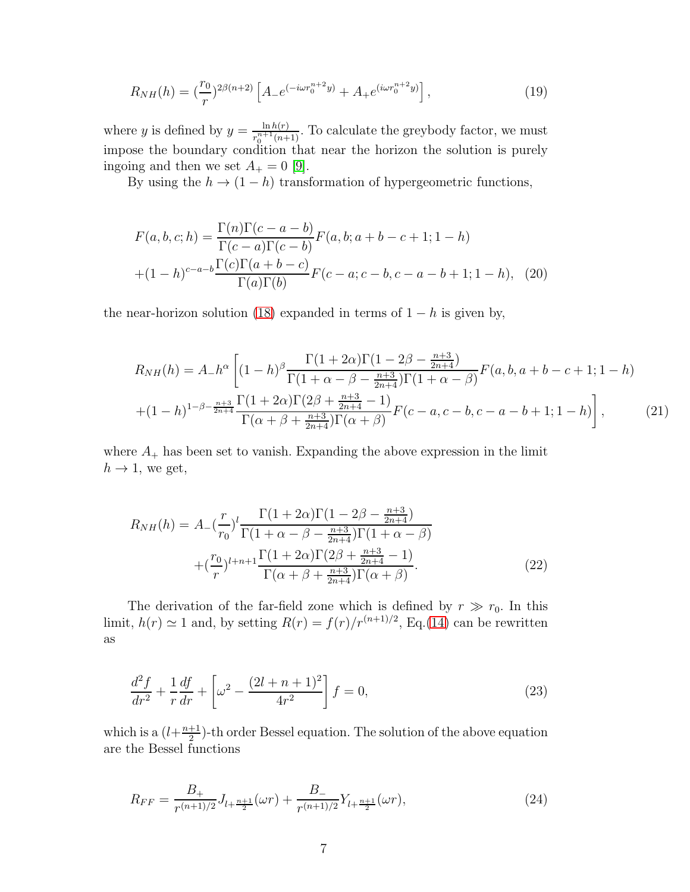$$R_{NH}(h) = (\frac{r_0}{r})^{2\beta(n+2)} \left[ A_- e^{(-i\omega r_0^{n+2} y)} + A_+ e^{(i\omega r_0^{n+2} y)} \right], \tag{19}$$

where $y$ is defined by $y = \frac{\ln h(r)}{r_0^{n+1}(n+1)}$. To calculate the greybody factor, we must impose the boundary condition that near the horizon the solution is purely ingoing and then we set $A_+ = 0$ [9].

By using the $h \to (1-h)$ transformation of hypergeometric functions,

$$F(a,b,c;h) = \frac{\Gamma(n)\Gamma(c-a-b)}{\Gamma(c-a)\Gamma(c-b)} F(a,b;a+b-c+1;1-h)$$
$$+(1-h)^{c-a-b} \frac{\Gamma(c)\Gamma(a+b-c)}{\Gamma(a)\Gamma(b)} F(c-a;c-b,c-a-b+1;1-h), \tag{20}$$

the near-horizon solution (18) expanded in terms of $1-h$ is given by,

$$R_{NH}(h) = A_- h^{\alpha} \left[ (1-h)^{\beta} \frac{\Gamma(1+2\alpha)\Gamma(1-2\beta-\frac{n+3}{2n+4})}{\Gamma(1+\alpha-\beta-\frac{n+3}{2n+4})\Gamma(1+\alpha-\beta)} F(a,b,a+b-c+1;1-h) \right.$$
$$\left. +(1-h)^{1-\beta-\frac{n+3}{2n+4}} \frac{\Gamma(1+2\alpha)\Gamma(2\beta+\frac{n+3}{2n+4}-1)}{\Gamma(\alpha+\beta+\frac{n+3}{2n+4})\Gamma(\alpha+\beta)} F(c-a,c-b,c-a-b+1;1-h) \right], \tag{21}$$

where $A_+$ has been set to vanish. Expanding the above expression in the limit $h \to 1$, we get,

$$R_{NH}(h) = A_- (\frac{r}{r_0})^l \frac{\Gamma(1+2\alpha)\Gamma(1-2\beta-\frac{n+3}{2n+4})}{\Gamma(1+\alpha-\beta-\frac{n+3}{2n+4})\Gamma(1+\alpha-\beta)}$$
$$+(\frac{r_0}{r})^{l+n+1} \frac{\Gamma(1+2\alpha)\Gamma(2\beta+\frac{n+3}{2n+4}-1)}{\Gamma(\alpha+\beta+\frac{n+3}{2n+4})\Gamma(\alpha+\beta)}. \tag{22}$$

The derivation of the far-field zone which is defined by $r \gg r_0$. In this limit, $h(r) \simeq 1$ and, by setting $R(r) = f(r)/r^{(n+1)/2}$, Eq.(14) can be rewritten as

$$\frac{d^2 f}{dr^2} + \frac{1}{r}\frac{df}{dr} + \left[ \omega^2 - \frac{(2l+n+1)^2}{4r^2} \right] f = 0, \tag{23}$$

which is a $(l+\frac{n+1}{2})$-th order Bessel equation. The solution of the above equation are the Bessel functions

$$R_{FF} = \frac{B_+}{r^{(n+1)/2}} J_{l+\frac{n+1}{2}}(\omega r) + \frac{B_-}{r^{(n+1)/2}} Y_{l+\frac{n+1}{2}}(\omega r), \tag{24}$$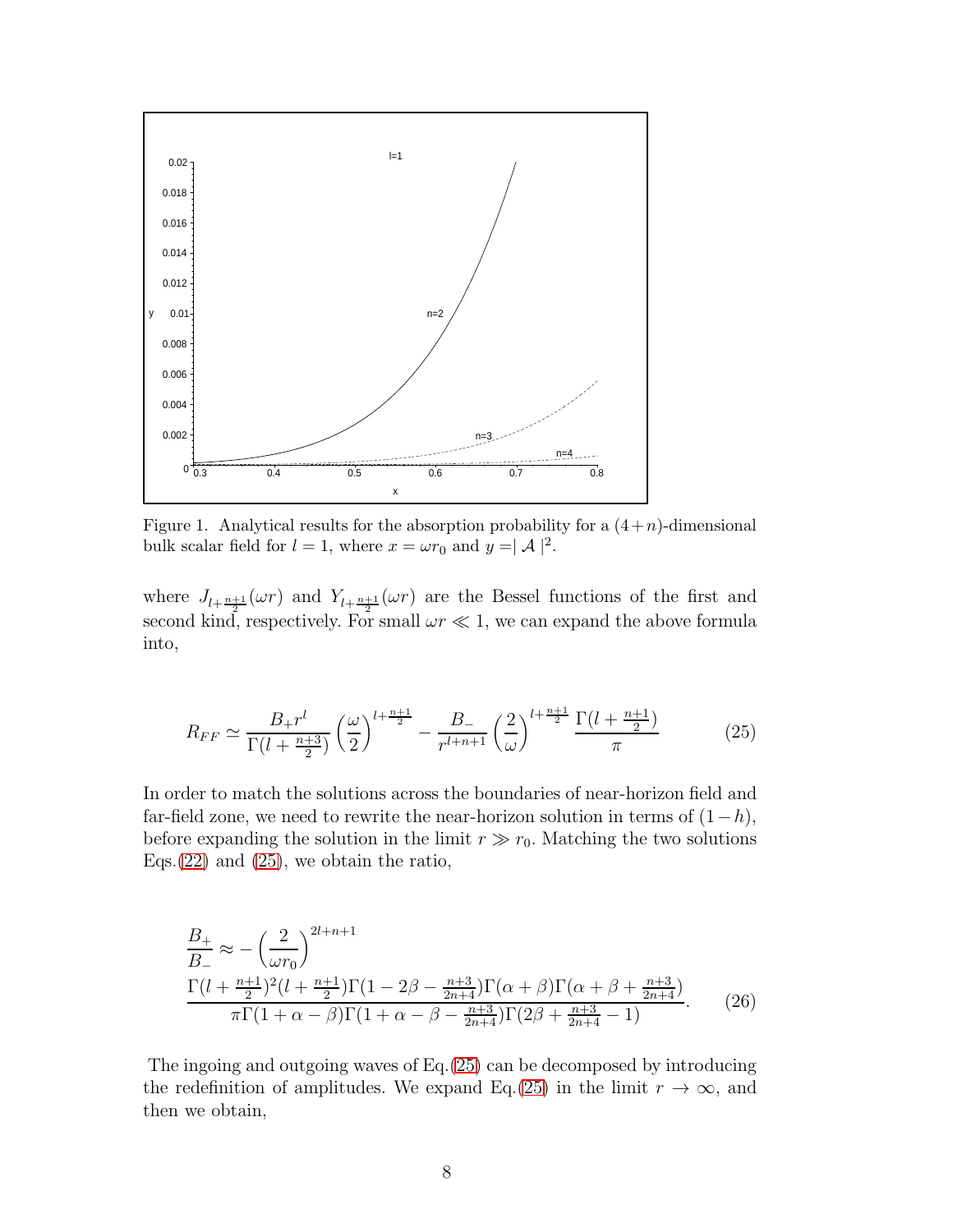Figure 1. Analytical results for the absorption probability for a $(4+n)$-dimensional bulk scalar field for $l=1$, where $x=\omega r_0$ and $y=|\mathcal{A}|^2$.

where $J_{l+\frac{n+1}{2}}(\omega r)$ and $Y_{l+\frac{n+1}{2}}(\omega r)$ are the Bessel functions of the first and second kind, respectively. For small $\omega r \ll 1$, we can expand the above formula into,

$$
R_{FF} \simeq \frac{B_+ r^l}{\Gamma(l+\frac{n+3}{2})}\left(\frac{\omega}{2}\right)^{l+\frac{n+1}{2}} - \frac{B_-}{r^{l+n+1}}\left(\frac{2}{\omega}\right)^{l+\frac{n+1}{2}}\frac{\Gamma(l+\frac{n+1}{2})}{\pi} \tag{25}
$$

In order to match the solutions across the boundaries of near-horizon field and far-field zone, we need to rewrite the near-horizon solution in terms of $(1-h)$, before expanding the solution in the limit $r \gg r_0$. Matching the two solutions Eqs.(22) and (25), we obtain the ratio,

$$
\frac{B_+}{B_-} \approx -\left(\frac{2}{\omega r_0}\right)^{2l+n+1}
\frac{\Gamma(l+\frac{n+1}{2})^2(l+\frac{n+1}{2})\Gamma(1-2\beta-\frac{n+3}{2n+4})\Gamma(\alpha+\beta)\Gamma(\alpha+\beta+\frac{n+3}{2n+4})}{\pi\Gamma(1+\alpha-\beta)\Gamma(1+\alpha-\beta-\frac{n+3}{2n+4})\Gamma(2\beta+\frac{n+3}{2n+4}-1)}. \tag{26}
$$

The ingoing and outgoing waves of Eq.(25) can be decomposed by introducing the redefinition of amplitudes. We expand Eq.(25) in the limit $r \to \infty$, and then we obtain,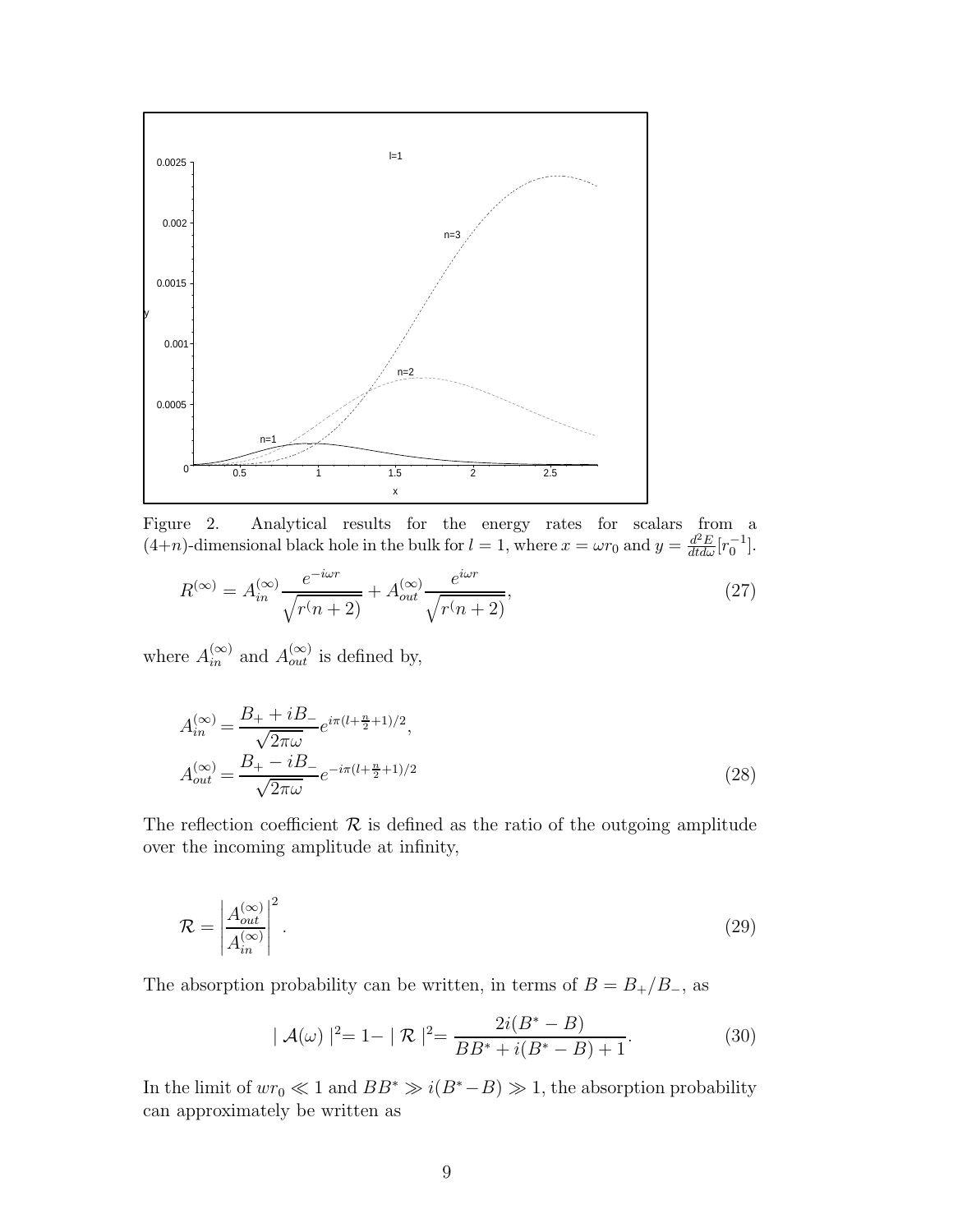Figure 2. Analytical results for the energy rates for scalars from a $(4+n)$-dimensional black hole in the bulk for $l = 1$, where $x = \omega r_0$ and $y = \frac{d^2E}{dtd\omega}[r_0^{-1}]$.

$$R^{(\infty)} = A_{in}^{(\infty)} \frac{e^{-i\omega r}}{\sqrt{r^(n+2)}} + A_{out}^{(\infty)} \frac{e^{i\omega r}}{\sqrt{r^(n+2)}}, \tag{27}$$

where $A_{in}^{(\infty)}$ and $A_{out}^{(\infty)}$ is defined by,

$$A_{in}^{(\infty)} = \frac{B_+ + iB_-}{\sqrt{2\pi\omega}} e^{i\pi(l+\frac{n}{2}+1)/2},$$
$$A_{out}^{(\infty)} = \frac{B_+ - iB_-}{\sqrt{2\pi\omega}} e^{-i\pi(l+\frac{n}{2}+1)/2} \tag{28}$$

The reflection coefficient $\mathcal{R}$ is defined as the ratio of the outgoing amplitude over the incoming amplitude at infinity,

$$\mathcal{R} = \left| \frac{A_{out}^{(\infty)}}{A_{in}^{(\infty)}} \right|^2 . \tag{29}$$

The absorption probability can be written, in terms of $B = B_+/B_-$, as

$$\mid \mathcal{A}(\omega) \mid^2 = 1 - \mid \mathcal{R} \mid^2 = \frac{2i(B^* - B)}{BB^* + i(B^* - B) + 1}. \tag{30}$$

In the limit of $wr_0 \ll 1$ and $BB^* \gg i(B^* - B) \gg 1$, the absorption probability can approximately be written as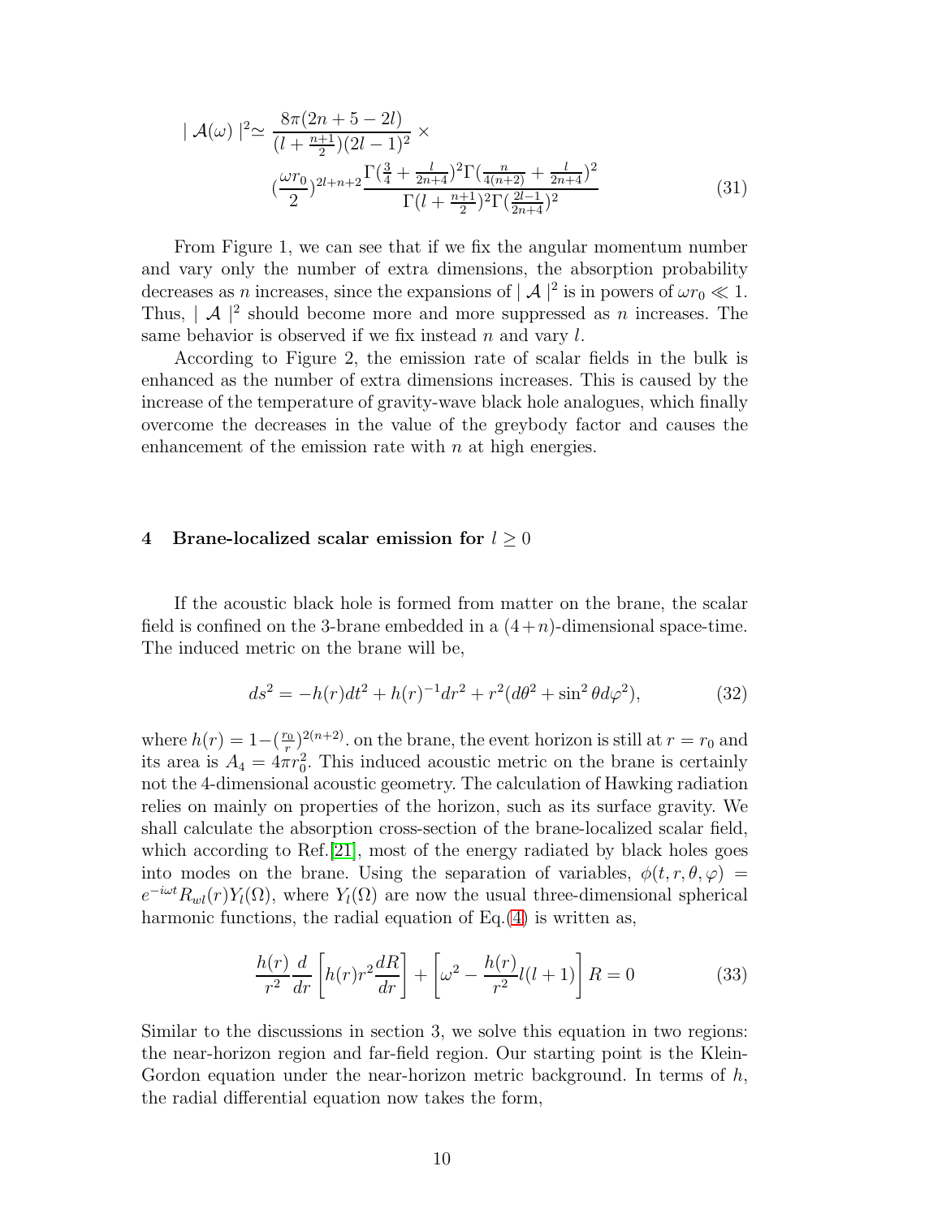$$
\begin{aligned}
|\ \mathcal{A}(\omega)\ |^2 \simeq\ & \frac{8\pi(2n+5-2l)}{(l+\frac{n+1}{2})(2l-1)^2} \times \\
& (\frac{\omega r_0}{2})^{2l+n+2} \frac{\Gamma(\frac{3}{4}+\frac{l}{2n+4})^2 \Gamma(\frac{n}{4(n+2)}+\frac{l}{2n+4})^2}{\Gamma(l+\frac{n+1}{2})^2 \Gamma(\frac{2l-1}{2n+4})^2}
\end{aligned}
\tag{31}
$$

From Figure 1, we can see that if we fix the angular momentum number and vary only the number of extra dimensions, the absorption probability decreases as $n$ increases, since the expansions of $|\ \mathcal{A}\ |^2$ is in powers of $\omega r_0 \ll 1$. Thus, $|\ \mathcal{A}\ |^2$ should become more and more suppressed as $n$ increases. The same behavior is observed if we fix instead $n$ and vary $l$.

According to Figure 2, the emission rate of scalar fields in the bulk is enhanced as the number of extra dimensions increases. This is caused by the increase of the temperature of gravity-wave black hole analogues, which finally overcome the decreases in the value of the greybody factor and causes the enhancement of the emission rate with $n$ at high energies.

## 4 Brane-localized scalar emission for $l \geq 0$

If the acoustic black hole is formed from matter on the brane, the scalar field is confined on the 3-brane embedded in a $(4+n)$-dimensional space-time. The induced metric on the brane will be,

$$
ds^2 = -h(r)dt^2 + h(r)^{-1}dr^2 + r^2(d\theta^2 + \sin^2\theta d\varphi^2), \tag{32}
$$

where $h(r) = 1 - (\frac{r_0}{r})^{2(n+2)}$. on the brane, the event horizon is still at $r = r_0$ and its area is $A_4 = 4\pi r_0^2$. This induced acoustic metric on the brane is certainly not the 4-dimensional acoustic geometry. The calculation of Hawking radiation relies on mainly on properties of the horizon, such as its surface gravity. We shall calculate the absorption cross-section of the brane-localized scalar field, which according to Ref.[21], most of the energy radiated by black holes goes into modes on the brane. Using the separation of variables, $\phi(t, r, \theta, \varphi) = e^{-i\omega t} R_{wl}(r) Y_l(\Omega)$, where $Y_l(\Omega)$ are now the usual three-dimensional spherical harmonic functions, the radial equation of Eq.(4) is written as,

$$
\frac{h(r)}{r^2}\frac{d}{dr}\left[h(r)r^2\frac{dR}{dr}\right] + \left[\omega^2 - \frac{h(r)}{r^2}l(l+1)\right]R = 0 \tag{33}
$$

Similar to the discussions in section 3, we solve this equation in two regions: the near-horizon region and far-field region. Our starting point is the Klein-Gordon equation under the near-horizon metric background. In terms of $h$, the radial differential equation now takes the form,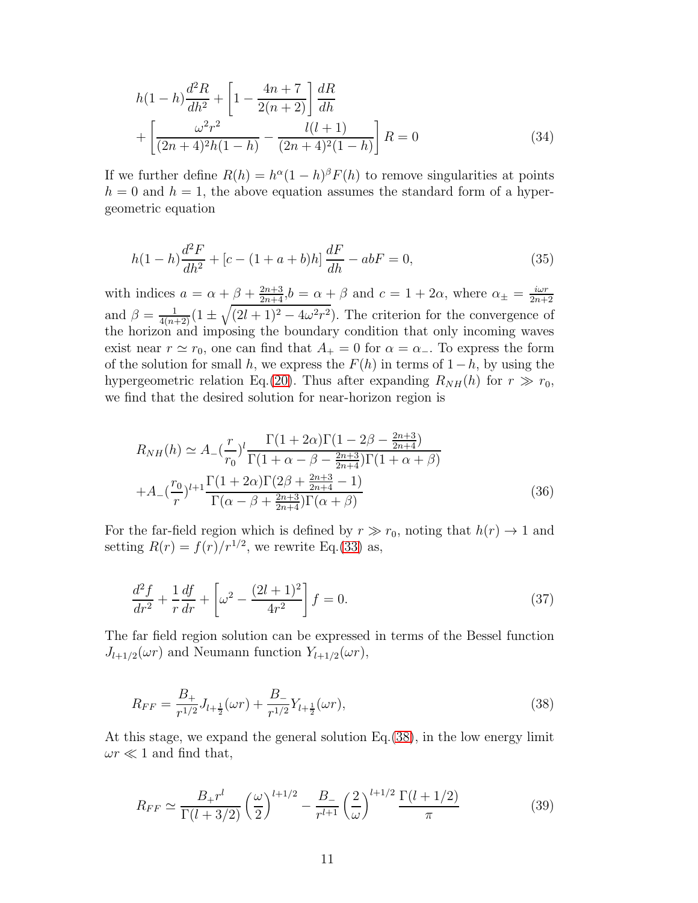$$
\begin{aligned}
&h(1-h)\frac{d^2R}{dh^2} + \left[1 - \frac{4n+7}{2(n+2)}\right]\frac{dR}{dh} \\
&+ \left[\frac{\omega^2 r^2}{(2n+4)^2 h(1-h)} - \frac{l(l+1)}{(2n+4)^2(1-h)}\right] R = 0
\end{aligned} \tag{34}
$$

If we further define $R(h) = h^\alpha (1-h)^\beta F(h)$ to remove singularities at points $h = 0$ and $h = 1$, the above equation assumes the standard form of a hypergeometric equation

$$
h(1-h)\frac{d^2F}{dh^2} + \left[c - (1+a+b)h\right]\frac{dF}{dh} - abF = 0, \tag{35}
$$

with indices $a = \alpha + \beta + \frac{2n+3}{2n+4}$, $b = \alpha + \beta$ and $c = 1 + 2\alpha$, where $\alpha_\pm = \frac{i\omega r}{2n+2}$ and $\beta = \frac{1}{4(n+2)}(1 \pm \sqrt{(2l+1)^2 - 4\omega^2 r^2})$. The criterion for the convergence of the horizon and imposing the boundary condition that only incoming waves exist near $r \simeq r_0$, one can find that $A_+ = 0$ for $\alpha = \alpha_-$. To express the form of the solution for small $h$, we express the $F(h)$ in terms of $1-h$, by using the hypergeometric relation Eq.(20). Thus after expanding $R_{NH}(h)$ for $r \gg r_0$, we find that the desired solution for near-horizon region is

$$
\begin{aligned}
R_{NH}(h) \simeq\; & A_-\left(\frac{r}{r_0}\right)^l \frac{\Gamma(1+2\alpha)\Gamma(1-2\beta-\frac{2n+3}{2n+4})}{\Gamma(1+\alpha-\beta-\frac{2n+3}{2n+4})\Gamma(1+\alpha+\beta)} \\
&+ A_-\left(\frac{r_0}{r}\right)^{l+1} \frac{\Gamma(1+2\alpha)\Gamma(2\beta+\frac{2n+3}{2n+4}-1)}{\Gamma(\alpha-\beta+\frac{2n+3}{2n+4})\Gamma(\alpha+\beta)}
\end{aligned} \tag{36}
$$

For the far-field region which is defined by $r \gg r_0$, noting that $h(r) \to 1$ and setting $R(r) = f(r)/r^{1/2}$, we rewrite Eq.(33) as,

$$
\frac{d^2 f}{dr^2} + \frac{1}{r}\frac{df}{dr} + \left[\omega^2 - \frac{(2l+1)^2}{4r^2}\right] f = 0. \tag{37}
$$

The far field region solution can be expressed in terms of the Bessel function $J_{l+1/2}(\omega r)$ and Neumann function $Y_{l+1/2}(\omega r)$,

$$
R_{FF} = \frac{B_+}{r^{1/2}} J_{l+\frac{1}{2}}(\omega r) + \frac{B_-}{r^{1/2}} Y_{l+\frac{1}{2}}(\omega r), \tag{38}
$$

At this stage, we expand the general solution Eq.(38), in the low energy limit $\omega r \ll 1$ and find that,

$$
R_{FF} \simeq \frac{B_+ r^l}{\Gamma(l+3/2)}\left(\frac{\omega}{2}\right)^{l+1/2} - \frac{B_-}{r^{l+1}}\left(\frac{2}{\omega}\right)^{l+1/2} \frac{\Gamma(l+1/2)}{\pi} \tag{39}
$$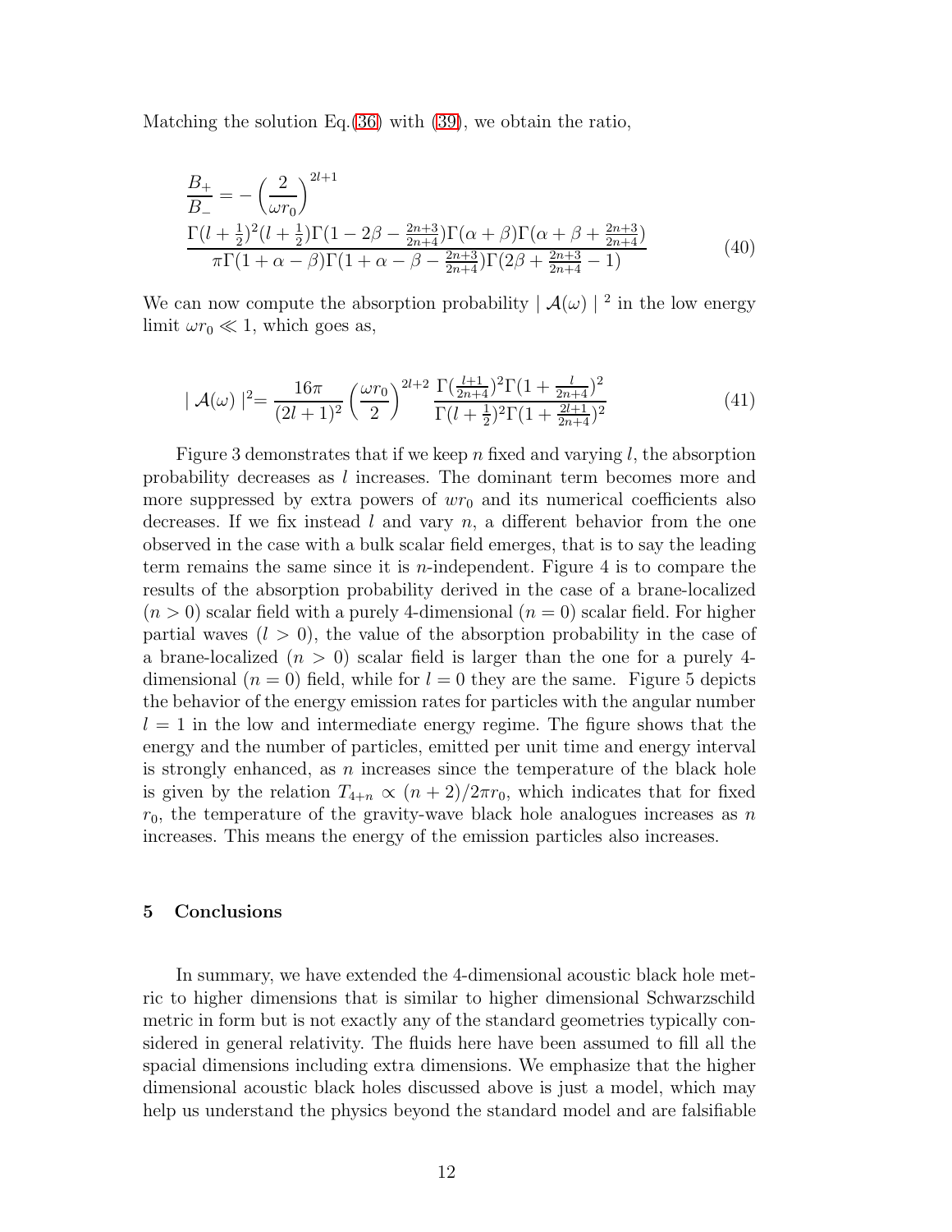Matching the solution Eq.(36) with (39), we obtain the ratio,

$$
\begin{aligned}
&\frac{B_+}{B_-} = -\left(\frac{2}{\omega r_0}\right)^{2l+1} \\
&\frac{\Gamma(l+\frac{1}{2})^2(l+\frac{1}{2})\Gamma(1-2\beta-\frac{2n+3}{2n+4})\Gamma(\alpha+\beta)\Gamma(\alpha+\beta+\frac{2n+3}{2n+4})}{\pi\Gamma(1+\alpha-\beta)\Gamma(1+\alpha-\beta-\frac{2n+3}{2n+4})\Gamma(2\beta+\frac{2n+3}{2n+4}-1)}
\end{aligned} \tag{40}
$$

We can now compute the absorption probability $\mid \mathcal{A}(\omega) \mid^2$ in the low energy limit $\omega r_0 \ll 1$, which goes as,

$$
\mid \mathcal{A}(\omega) \mid^2 = \frac{16\pi}{(2l+1)^2}\left(\frac{\omega r_0}{2}\right)^{2l+2}\frac{\Gamma(\frac{l+1}{2n+4})^2\Gamma(1+\frac{l}{2n+4})^2}{\Gamma(l+\frac{1}{2})^2\Gamma(1+\frac{2l+1}{2n+4})^2} \tag{41}
$$

Figure 3 demonstrates that if we keep $n$ fixed and varying $l$, the absorption probability decreases as $l$ increases. The dominant term becomes more and more suppressed by extra powers of $wr_0$ and its numerical coefficients also decreases. If we fix instead $l$ and vary $n$, a different behavior from the one observed in the case with a bulk scalar field emerges, that is to say the leading term remains the same since it is $n$-independent. Figure 4 is to compare the results of the absorption probability derived in the case of a brane-localized $(n > 0)$ scalar field with a purely 4-dimensional $(n = 0)$ scalar field. For higher partial waves $(l > 0)$, the value of the absorption probability in the case of a brane-localized $(n > 0)$ scalar field is larger than the one for a purely 4-dimensional $(n = 0)$ field, while for $l = 0$ they are the same. Figure 5 depicts the behavior of the energy emission rates for particles with the angular number $l = 1$ in the low and intermediate energy regime. The figure shows that the energy and the number of particles, emitted per unit time and energy interval is strongly enhanced, as $n$ increases since the temperature of the black hole is given by the relation $T_{4+n} \propto (n+2)/2\pi r_0$, which indicates that for fixed $r_0$, the temperature of the gravity-wave black hole analogues increases as $n$ increases. This means the energy of the emission particles also increases.

## 5 Conclusions

In summary, we have extended the 4-dimensional acoustic black hole metric to higher dimensions that is similar to higher dimensional Schwarzschild metric in form but is not exactly any of the standard geometries typically considered in general relativity. The fluids here have been assumed to fill all the spacial dimensions including extra dimensions. We emphasize that the higher dimensional acoustic black holes discussed above is just a model, which may help us understand the physics beyond the standard model and are falsifiable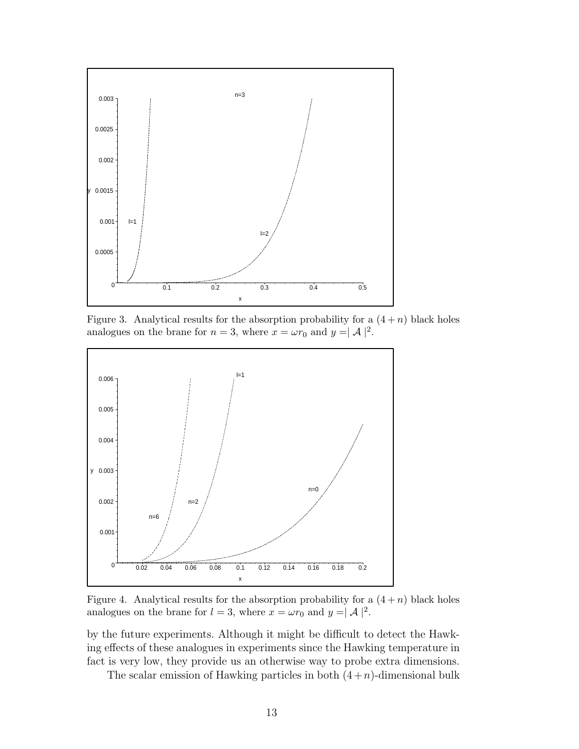Figure 3. Analytical results for the absorption probability for a $(4+n)$ black holes analogues on the brane for $n = 3$, where $x = \omega r_0$ and $y = |\mathcal{A}|^2$.

Figure 4. Analytical results for the absorption probability for a $(4+n)$ black holes analogues on the brane for $l = 3$, where $x = \omega r_0$ and $y = |\mathcal{A}|^2$.

by the future experiments. Although it might be difficult to detect the Hawking effects of these analogues in experiments since the Hawking temperature in fact is very low, they provide us an otherwise way to probe extra dimensions.

The scalar emission of Hawking particles in both $(4+n)$-dimensional bulk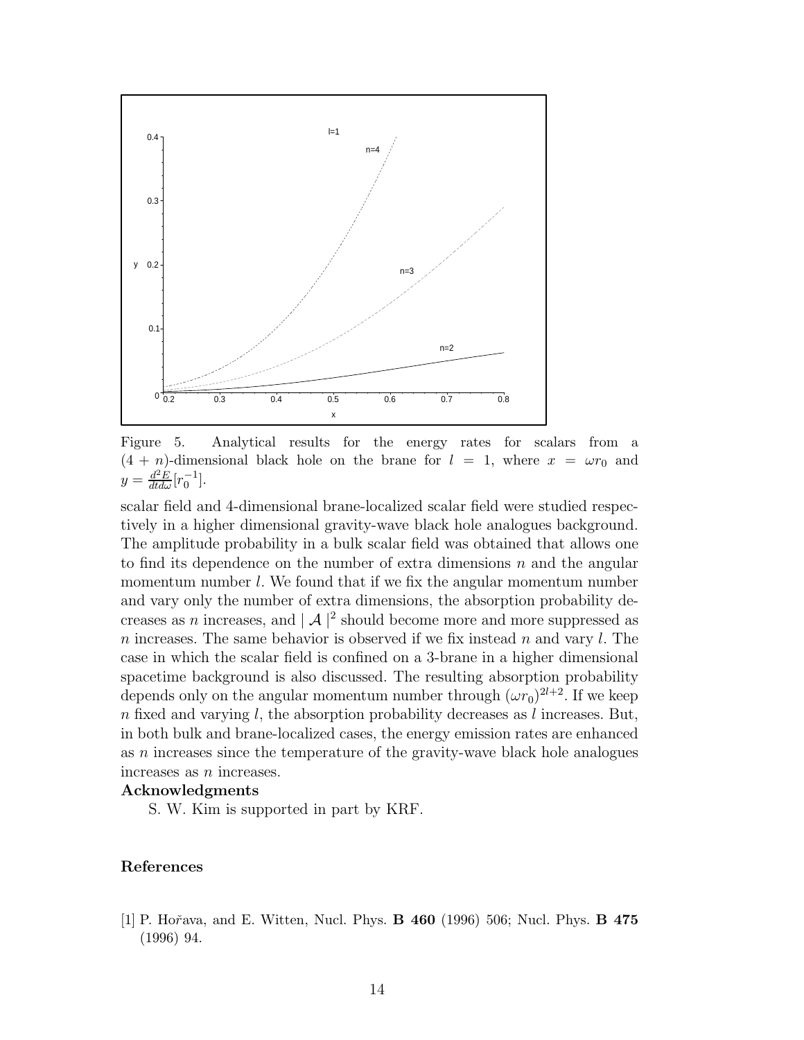Figure 5. Analytical results for the energy rates for scalars from a $(4+n)$-dimensional black hole on the brane for $l = 1$, where $x = \omega r_0$ and $y = \frac{d^2E}{dtd\omega}[r_0^{-1}]$.

scalar field and 4-dimensional brane-localized scalar field were studied respectively in a higher dimensional gravity-wave black hole analogues background. The amplitude probability in a bulk scalar field was obtained that allows one to find its dependence on the number of extra dimensions $n$ and the angular momentum number $l$. We found that if we fix the angular momentum number and vary only the number of extra dimensions, the absorption probability decreases as $n$ increases, and $|\mathcal{A}|^2$ should become more and more suppressed as $n$ increases. The same behavior is observed if we fix instead $n$ and vary $l$. The case in which the scalar field is confined on a 3-brane in a higher dimensional spacetime background is also discussed. The resulting absorption probability depends only on the angular momentum number through $(\omega r_0)^{2l+2}$. If we keep $n$ fixed and varying $l$, the absorption probability decreases as $l$ increases. But, in both bulk and brane-localized cases, the energy emission rates are enhanced as $n$ increases since the temperature of the gravity-wave black hole analogues increases as $n$ increases.

**Acknowledgments**

S. W. Kim is supported in part by KRF.

## References

[1] P. Hořava, and E. Witten, Nucl. Phys. **B 460** (1996) 506; Nucl. Phys. **B 475** (1996) 94.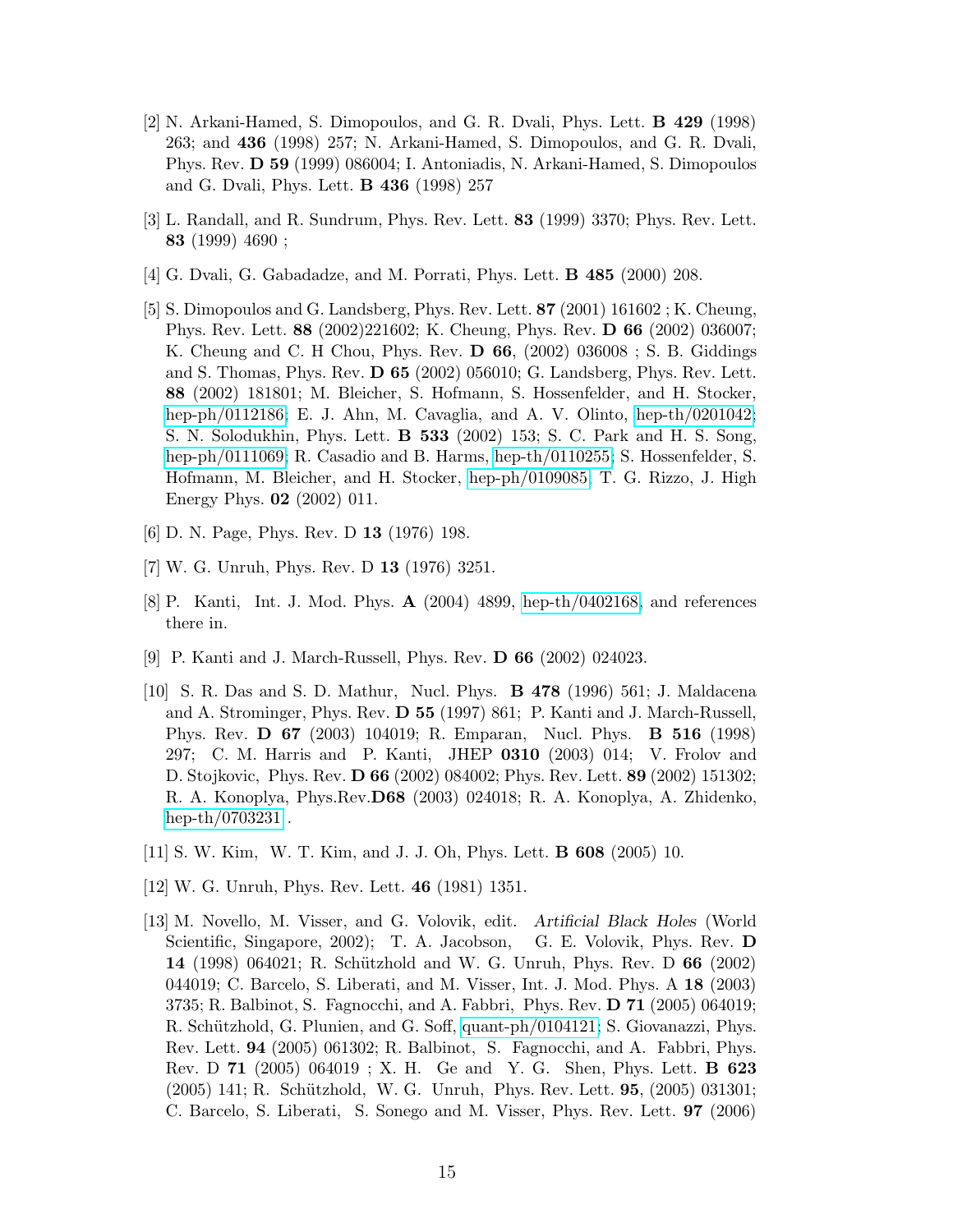[2] N. Arkani-Hamed, S. Dimopoulos, and G. R. Dvali, Phys. Lett. **B 429** (1998) 263; and **436** (1998) 257; N. Arkani-Hamed, S. Dimopoulos, and G. R. Dvali, Phys. Rev. **D 59** (1999) 086004; I. Antoniadis, N. Arkani-Hamed, S. Dimopoulos and G. Dvali, Phys. Lett. **B 436** (1998) 257

[3] L. Randall, and R. Sundrum, Phys. Rev. Lett. **83** (1999) 3370; Phys. Rev. Lett. **83** (1999) 4690 ;

[4] G. Dvali, G. Gabadadze, and M. Porrati, Phys. Lett. **B 485** (2000) 208.

[5] S. Dimopoulos and G. Landsberg, Phys. Rev. Lett. **87** (2001) 161602 ; K. Cheung, Phys. Rev. Lett. **88** (2002)221602; K. Cheung, Phys. Rev. **D 66** (2002) 036007; K. Cheung and C. H Chou, Phys. Rev. **D 66**, (2002) 036008 ; S. B. Giddings and S. Thomas, Phys. Rev. **D 65** (2002) 056010; G. Landsberg, Phys. Rev. Lett. **88** (2002) 181801; M. Bleicher, S. Hofmann, S. Hossenfelder, and H. Stocker, hep-ph/0112186; E. J. Ahn, M. Cavaglia, and A. V. Olinto, hep-th/0201042; S. N. Solodukhin, Phys. Lett. **B 533** (2002) 153; S. C. Park and H. S. Song, hep-ph/0111069; R. Casadio and B. Harms, hep-th/0110255; S. Hossenfelder, S. Hofmann, M. Bleicher, and H. Stocker, hep-ph/0109085; T. G. Rizzo, J. High Energy Phys. **02** (2002) 011.

[6] D. N. Page, Phys. Rev. D **13** (1976) 198.

[7] W. G. Unruh, Phys. Rev. D **13** (1976) 3251.

[8] P. Kanti, Int. J. Mod. Phys. **A** (2004) 4899, hep-th/0402168, and references there in.

[9] P. Kanti and J. March-Russell, Phys. Rev. **D 66** (2002) 024023.

[10] S. R. Das and S. D. Mathur, Nucl. Phys. **B 478** (1996) 561; J. Maldacena and A. Strominger, Phys. Rev. **D 55** (1997) 861; P. Kanti and J. March-Russell, Phys. Rev. **D 67** (2003) 104019; R. Emparan, Nucl. Phys. **B 516** (1998) 297; C. M. Harris and P. Kanti, JHEP **0310** (2003) 014; V. Frolov and D. Stojkovic, Phys. Rev. **D 66** (2002) 084002; Phys. Rev. Lett. **89** (2002) 151302; R. A. Konoplya, Phys.Rev.**D68** (2003) 024018; R. A. Konoplya, A. Zhidenko, hep-th/0703231 .

[11] S. W. Kim, W. T. Kim, and J. J. Oh, Phys. Lett. **B 608** (2005) 10.

[12] W. G. Unruh, Phys. Rev. Lett. **46** (1981) 1351.

[13] M. Novello, M. Visser, and G. Volovik, edit. *Artificial Black Holes* (World Scientific, Singapore, 2002); T. A. Jacobson, G. E. Volovik, Phys. Rev. **D 14** (1998) 064021; R. Schützhold and W. G. Unruh, Phys. Rev. D **66** (2002) 044019; C. Barcelo, S. Liberati, and M. Visser, Int. J. Mod. Phys. A **18** (2003) 3735; R. Balbinot, S. Fagnocchi, and A. Fabbri, Phys. Rev. **D 71** (2005) 064019; R. Schützhold, G. Plunien, and G. Soff, quant-ph/0104121; S. Giovanazzi, Phys. Rev. Lett. **94** (2005) 061302; R. Balbinot, S. Fagnocchi, and A. Fabbri, Phys. Rev. D **71** (2005) 064019 ; X. H. Ge and Y. G. Shen, Phys. Lett. **B 623** (2005) 141; R. Schützhold, W. G. Unruh, Phys. Rev. Lett. **95**, (2005) 031301; C. Barcelo, S. Liberati, S. Sonego and M. Visser, Phys. Rev. Lett. **97** (2006)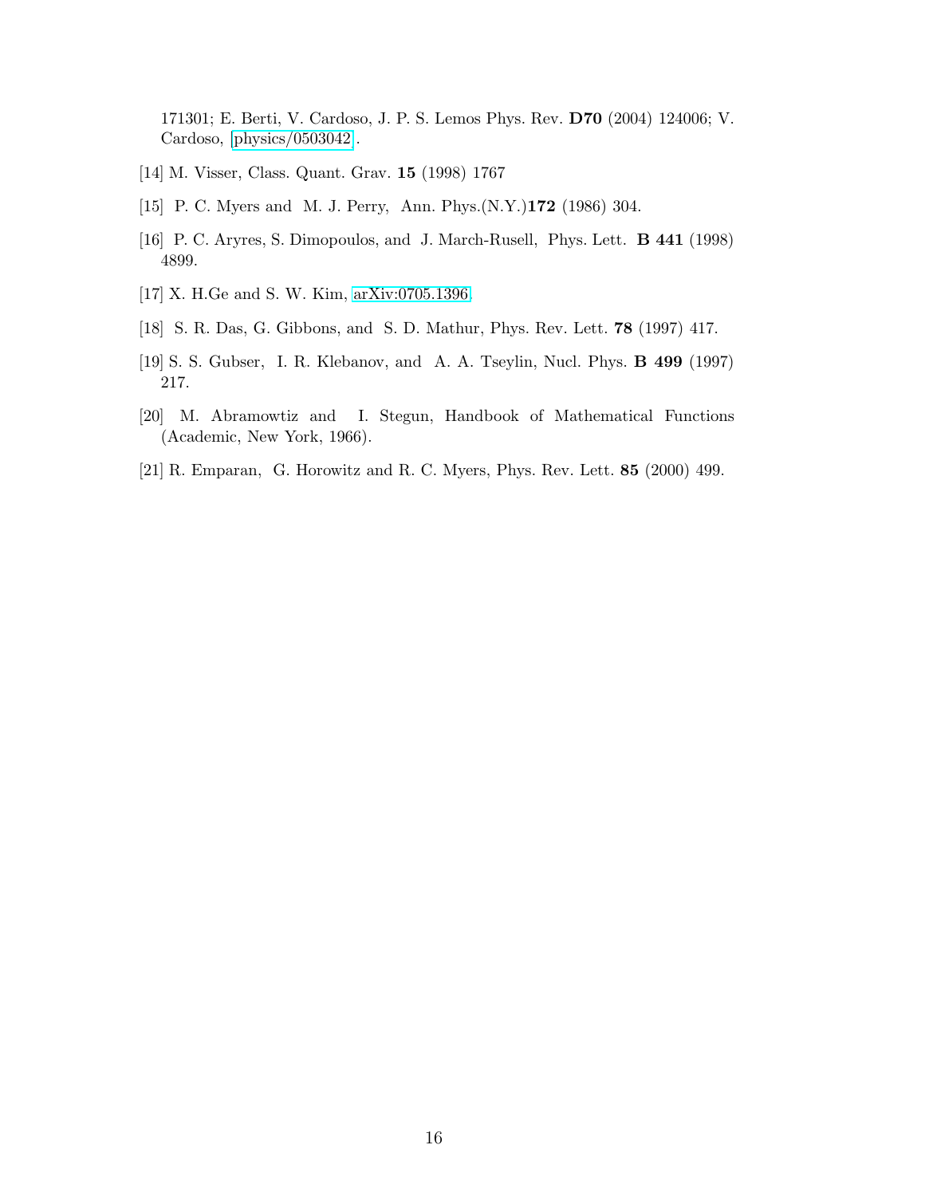171301; E. Berti, V. Cardoso, J. P. S. Lemos Phys. Rev. **D70** (2004) 124006; V. Cardoso, [physics/0503042].

[14] M. Visser, Class. Quant. Grav. **15** (1998) 1767

[15] P. C. Myers and M. J. Perry, Ann. Phys.(N.Y.)**172** (1986) 304.

[16] P. C. Aryres, S. Dimopoulos, and J. March-Rusell, Phys. Lett. **B 441** (1998) 4899.

[17] X. H.Ge and S. W. Kim, arXiv:0705.1396.

[18] S. R. Das, G. Gibbons, and S. D. Mathur, Phys. Rev. Lett. **78** (1997) 417.

[19] S. S. Gubser, I. R. Klebanov, and A. A. Tseylin, Nucl. Phys. **B 499** (1997) 217.

[20] M. Abramowtiz and I. Stegun, Handbook of Mathematical Functions (Academic, New York, 1966).

[21] R. Emparan, G. Horowitz and R. C. Myers, Phys. Rev. Lett. **85** (2000) 499.